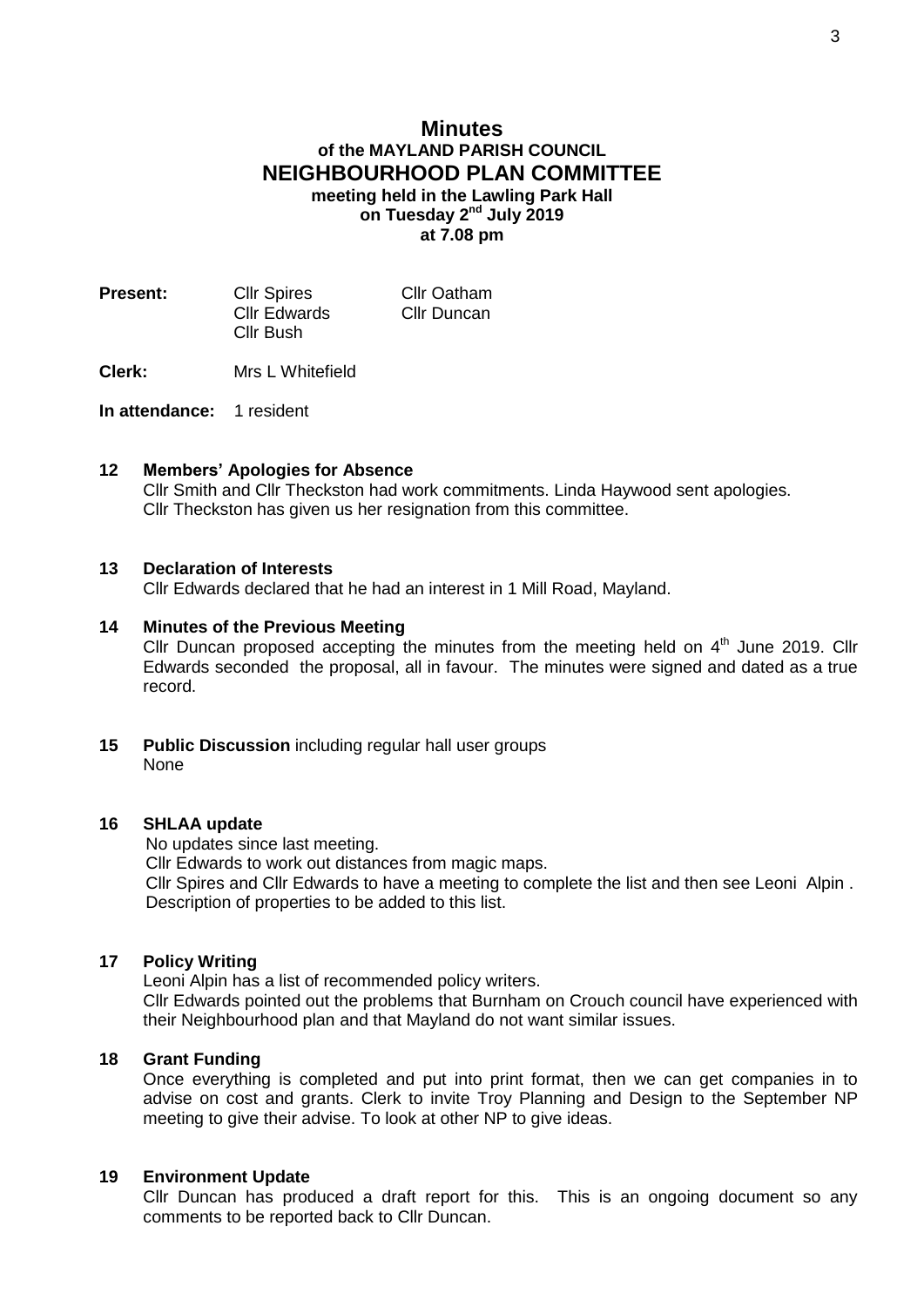# Minutes
## of the MAYLAND PARISH COUNCIL
## NEIGHBOURHOOD PLAN COMMITTEE
**meeting held in the Lawling Park Hall**
**on Tuesday 2nd July 2019**
**at 7.08 pm**

**Present:** Cllr Spires, Cllr Oatham, Cllr Edwards, Cllr Duncan, Cllr Bush

**Clerk:** Mrs L Whitefield

**In attendance:** 1 resident

**12 Members' Apologies for Absence**

Cllr Smith and Cllr Theckston had work commitments. Linda Haywood sent apologies. Cllr Theckston has given us her resignation from this committee.

**13 Declaration of Interests**

Cllr Edwards declared that he had an interest in 1 Mill Road, Mayland.

**14 Minutes of the Previous Meeting**

Cllr Duncan proposed accepting the minutes from the meeting held on 4th June 2019. Cllr Edwards seconded the proposal, all in favour. The minutes were signed and dated as a true record.

**15 Public Discussion** including regular hall user groups

None

**16 SHLAA update**

No updates since last meeting.
Cllr Edwards to work out distances from magic maps.
Cllr Spires and Cllr Edwards to have a meeting to complete the list and then see Leoni Alpin .
Description of properties to be added to this list.

**17 Policy Writing**

Leoni Alpin has a list of recommended policy writers.
Cllr Edwards pointed out the problems that Burnham on Crouch council have experienced with their Neighbourhood plan and that Mayland do not want similar issues.

**18 Grant Funding**

Once everything is completed and put into print format, then we can get companies in to advise on cost and grants. Clerk to invite Troy Planning and Design to the September NP meeting to give their advise. To look at other NP to give ideas.

**19 Environment Update**

Cllr Duncan has produced a draft report for this. This is an ongoing document so any comments to be reported back to Cllr Duncan.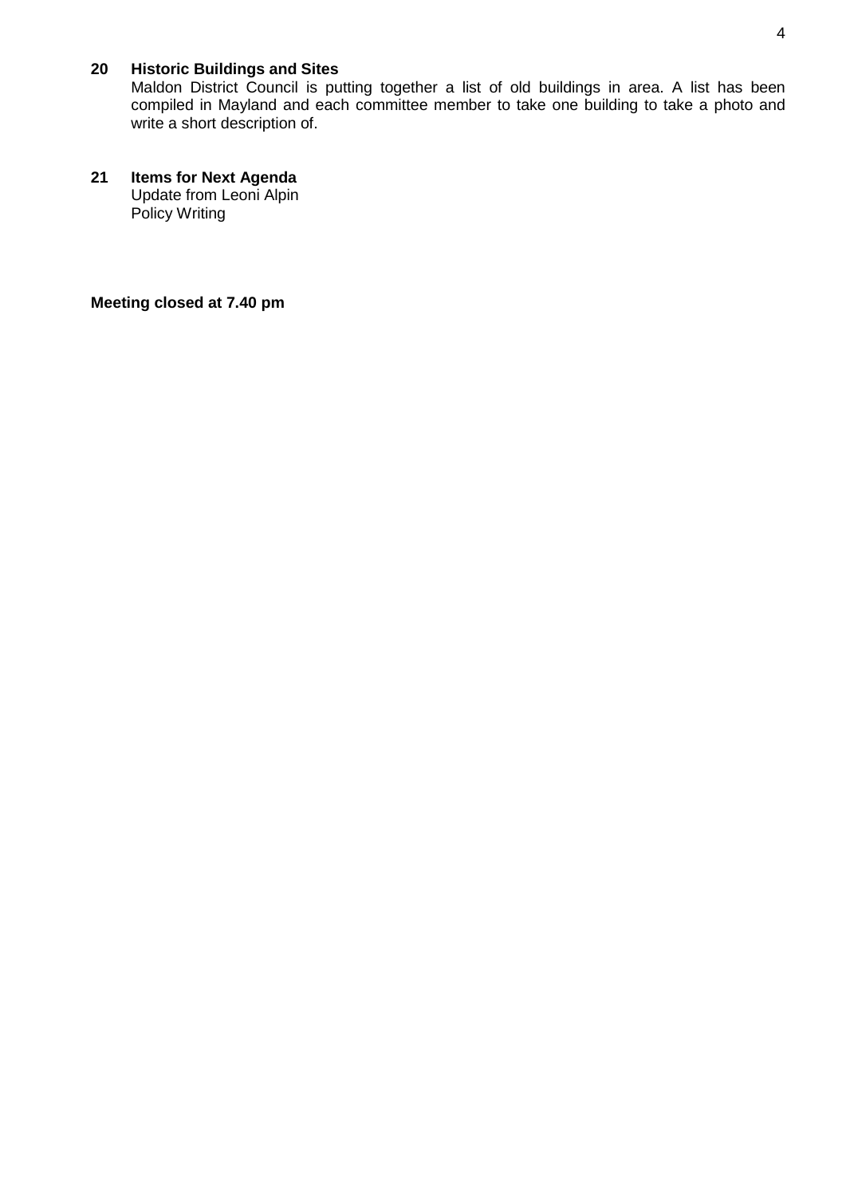**20 Historic Buildings and Sites**

Maldon District Council is putting together a list of old buildings in area. A list has been compiled in Mayland and each committee member to take one building to take a photo and write a short description of.

**21 Items for Next Agenda**

Update from Leoni Alpin
Policy Writing

**Meeting closed at 7.40 pm**